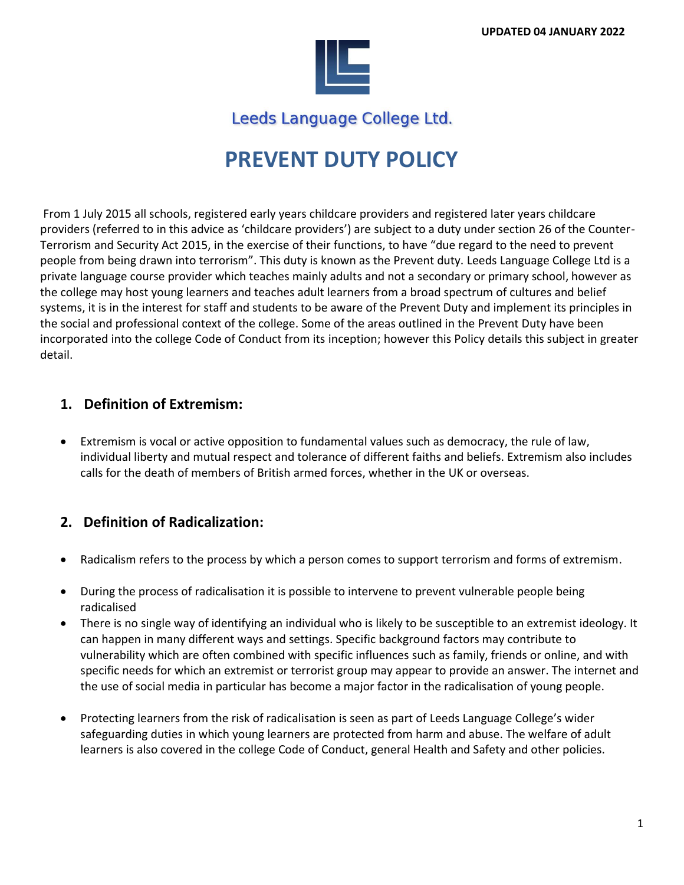UPDATED 04 JANUARY 2022

Leeds Language College Ltd.

# PREVENT DUTY POLICY

From 1 July 2015 all schools, registered early years childcare providers and registered later years childcare providers (referred to in this advice as 'childcare providers') are subject to a duty under section 26 of the Counter-Terrorism and Security Act 2015, in the exercise of their functions, to have "due regard to the need to prevent people from being drawn into terrorism". This duty is known as the Prevent duty. Leeds Language College Ltd is a private language course provider which teaches mainly adults and not a secondary or primary school, however as the college may host young learners and teaches adult learners from a broad spectrum of cultures and belief systems, it is in the interest for staff and students to be aware of the Prevent Duty and implement its principles in the social and professional context of the college. Some of the areas outlined in the Prevent Duty have been incorporated into the college Code of Conduct from its inception; however this Policy details this subject in greater detail.

## 1. Definition of Extremism:

- Extremism is vocal or active opposition to fundamental values such as democracy, the rule of law, individual liberty and mutual respect and tolerance of different faiths and beliefs. Extremism also includes calls for the death of members of British armed forces, whether in the UK or overseas.

## 2. Definition of Radicalization:

- Radicalism refers to the process by which a person comes to support terrorism and forms of extremism.
- During the process of radicalisation it is possible to intervene to prevent vulnerable people being radicalised
- There is no single way of identifying an individual who is likely to be susceptible to an extremist ideology. It can happen in many different ways and settings. Specific background factors may contribute to vulnerability which are often combined with specific influences such as family, friends or online, and with specific needs for which an extremist or terrorist group may appear to provide an answer. The internet and the use of social media in particular has become a major factor in the radicalisation of young people.
- Protecting learners from the risk of radicalisation is seen as part of Leeds Language College's wider safeguarding duties in which young learners are protected from harm and abuse. The welfare of adult learners is also covered in the college Code of Conduct, general Health and Safety and other policies.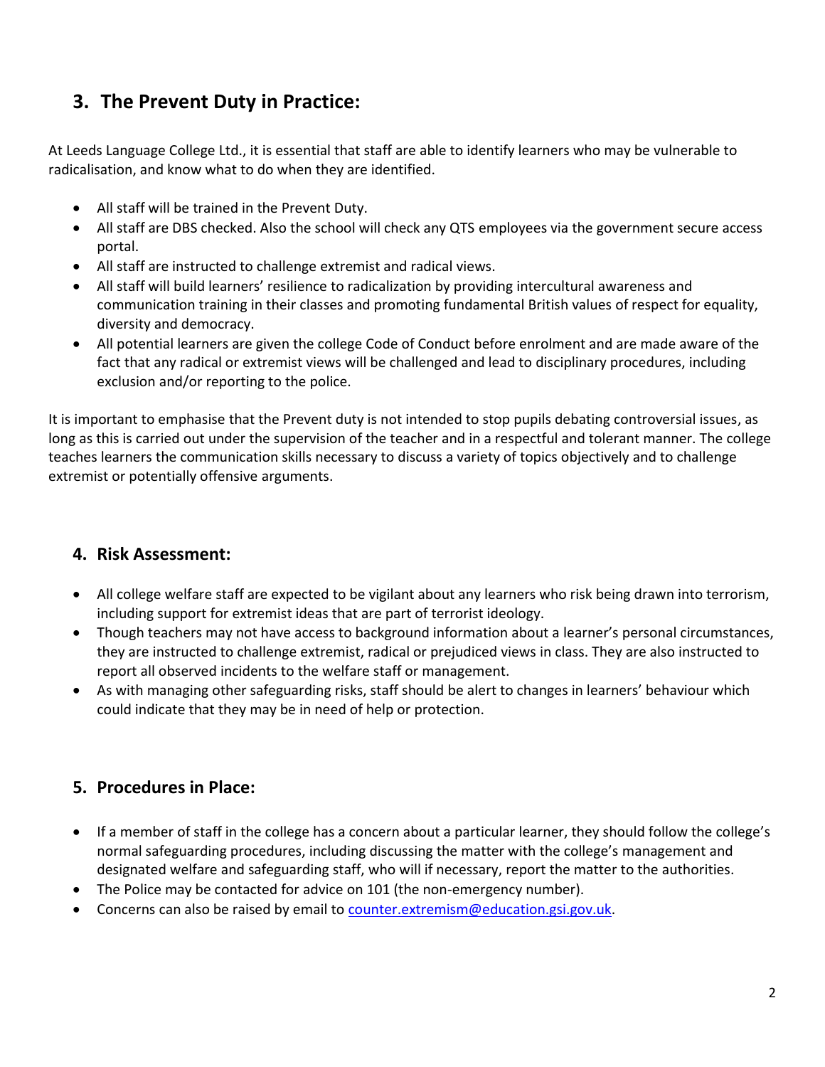## 3. The Prevent Duty in Practice:

At Leeds Language College Ltd., it is essential that staff are able to identify learners who may be vulnerable to radicalisation, and know what to do when they are identified.

- All staff will be trained in the Prevent Duty.
- All staff are DBS checked. Also the school will check any QTS employees via the government secure access portal.
- All staff are instructed to challenge extremist and radical views.
- All staff will build learners' resilience to radicalization by providing intercultural awareness and communication training in their classes and promoting fundamental British values of respect for equality, diversity and democracy.
- All potential learners are given the college Code of Conduct before enrolment and are made aware of the fact that any radical or extremist views will be challenged and lead to disciplinary procedures, including exclusion and/or reporting to the police.

It is important to emphasise that the Prevent duty is not intended to stop pupils debating controversial issues, as long as this is carried out under the supervision of the teacher and in a respectful and tolerant manner. The college teaches learners the communication skills necessary to discuss a variety of topics objectively and to challenge extremist or potentially offensive arguments.

## 4. Risk Assessment:

- All college welfare staff are expected to be vigilant about any learners who risk being drawn into terrorism, including support for extremist ideas that are part of terrorist ideology.
- Though teachers may not have access to background information about a learner's personal circumstances, they are instructed to challenge extremist, radical or prejudiced views in class. They are also instructed to report all observed incidents to the welfare staff or management.
- As with managing other safeguarding risks, staff should be alert to changes in learners' behaviour which could indicate that they may be in need of help or protection.

## 5. Procedures in Place:

- If a member of staff in the college has a concern about a particular learner, they should follow the college's normal safeguarding procedures, including discussing the matter with the college's management and designated welfare and safeguarding staff, who will if necessary, report the matter to the authorities.
- The Police may be contacted for advice on 101 (the non-emergency number).
- Concerns can also be raised by email to counter.extremism@education.gsi.gov.uk.